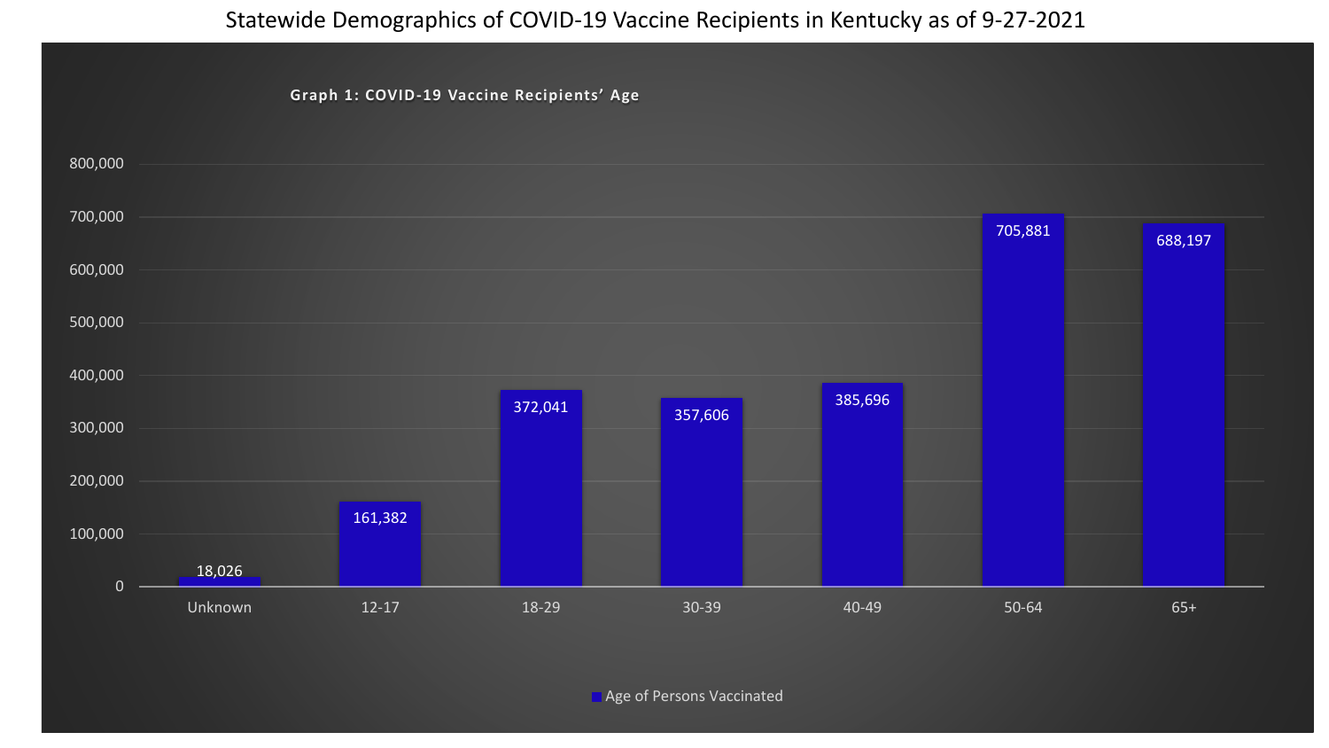# Statewide Demographics of COVID-19 Vaccine Recipients in Kentucky as of 9-27-2021

**Graph 1: COVID-19 Vaccine Recipients' Age**

| Age | Age of Persons Vaccinated |
|---|---|
| Unknown | 18,026 |
| 12-17 | 161,382 |
| 18-29 | 372,041 |
| 30-39 | 357,606 |
| 40-49 | 385,696 |
| 50-64 | 705,881 |
| 65+ | 688,197 |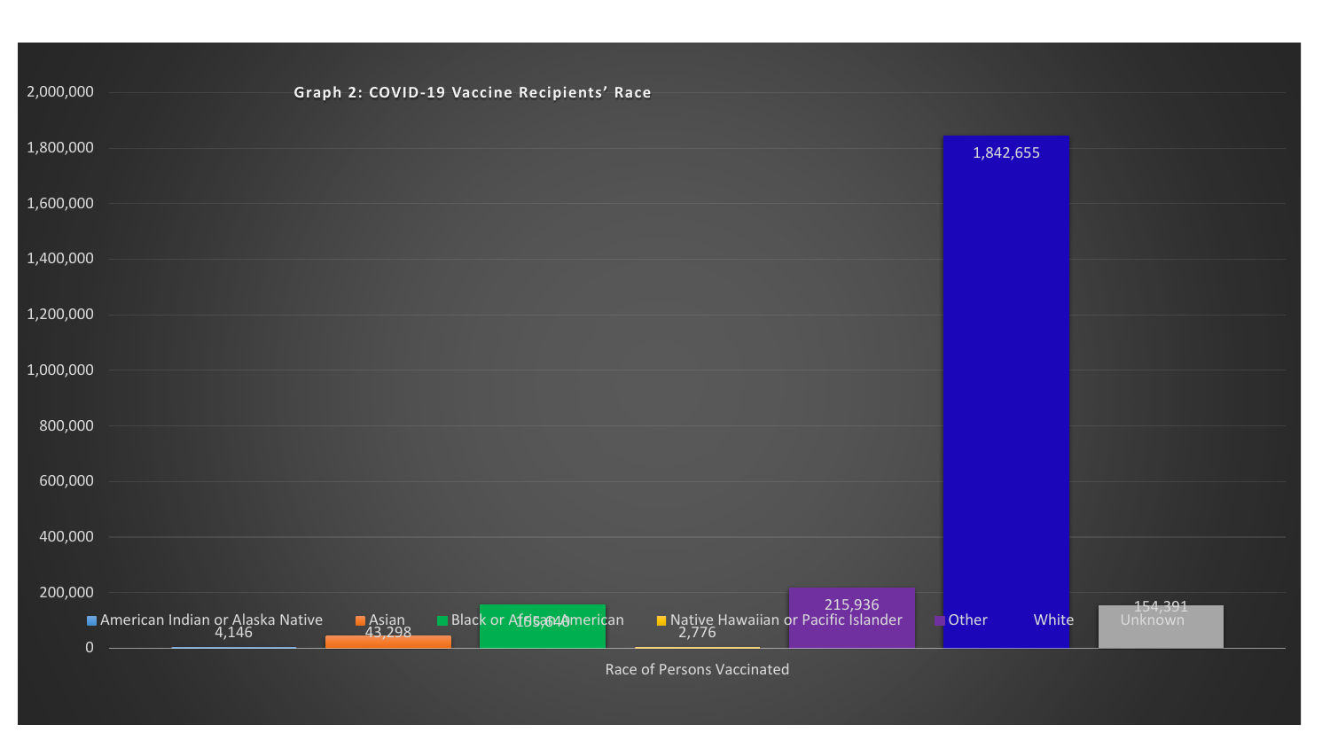**Graph 2: COVID-19 Vaccine Recipients' Race**

| Race of Persons Vaccinated | Number |
|---|---|
| American Indian or Alaska Native | 4,146 |
| Asian | 43,298 |
| Black or African American | 155,640 |
| Native Hawaiian or Pacific Islander | 2,776 |
| Other | 215,936 |
| White | 1,842,655 |
| Unknown | 154,391 |

Race of Persons Vaccinated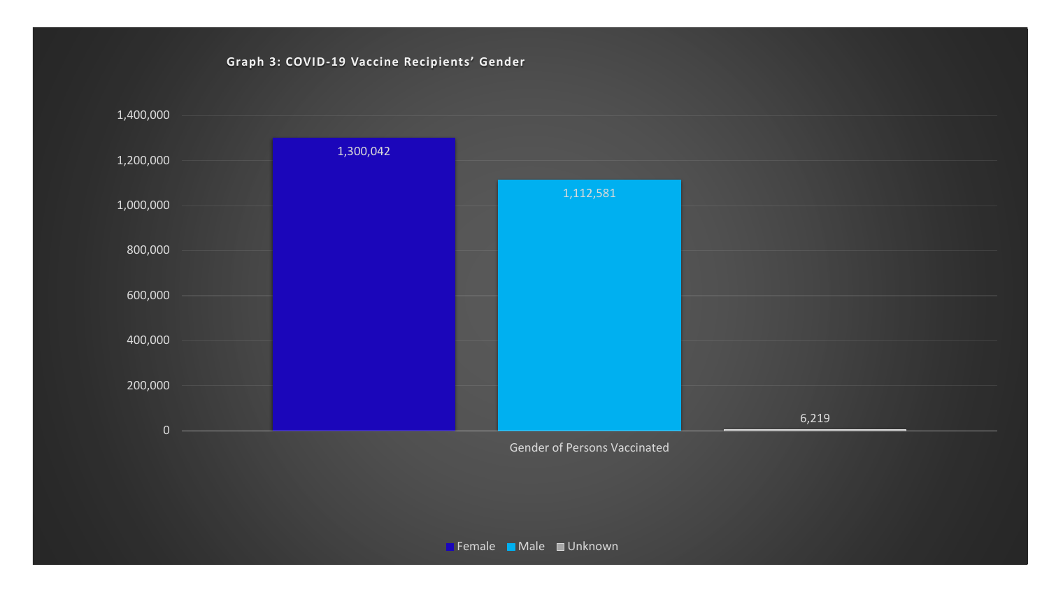**Graph 3: COVID-19 Vaccine Recipients' Gender**

| Gender of Persons Vaccinated | Count |
|---|---|
| Female | 1,300,042 |
| Male | 1,112,581 |
| Unknown | 6,219 |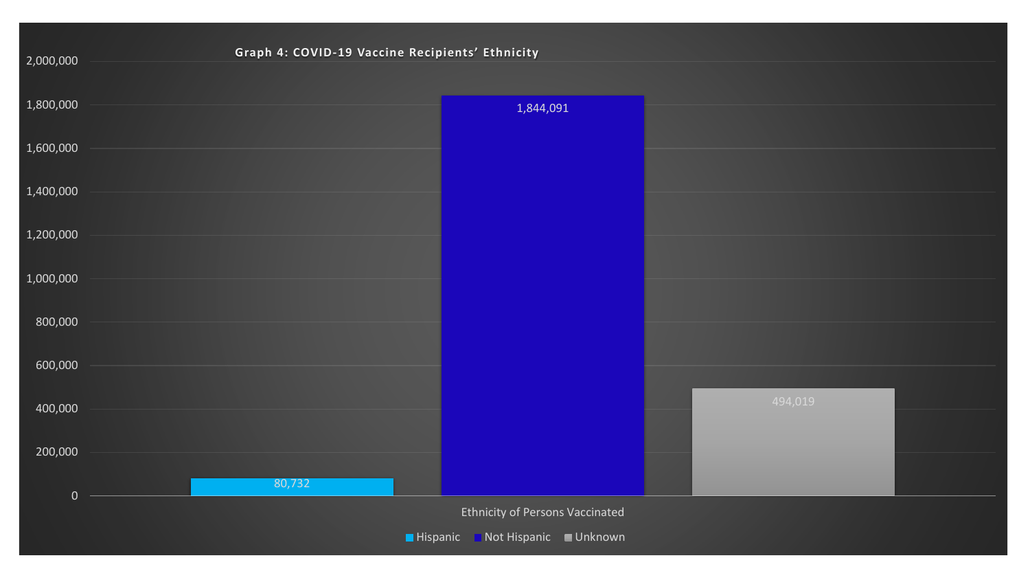**Graph 4: COVID-19 Vaccine Recipients' Ethnicity**

| Ethnicity of Persons Vaccinated | Count |
|---|---|
| Hispanic | 80,732 |
| Not Hispanic | 1,844,091 |
| Unknown | 494,019 |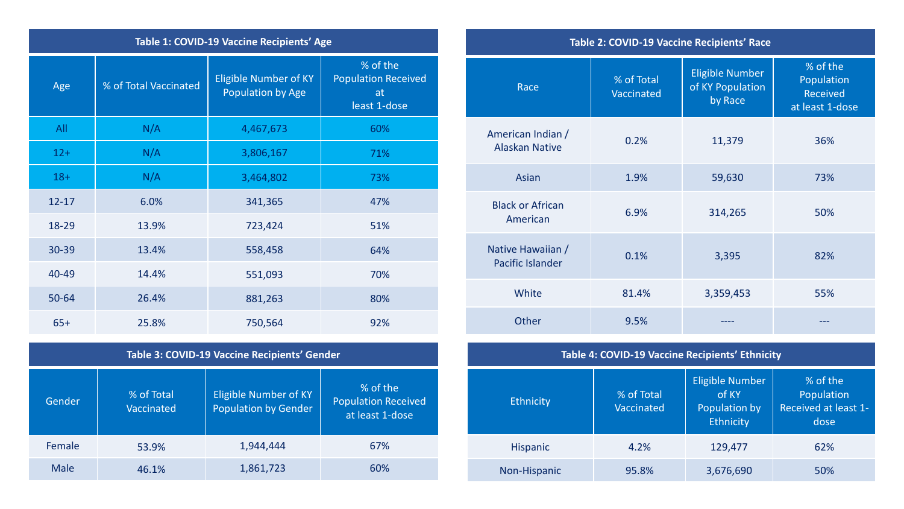**Table 1: COVID-19 Vaccine Recipients' Age**

| Age | % of Total Vaccinated | Eligible Number of KY Population by Age | % of the Population Received at least 1-dose |
|---|---|---|---|
| All | N/A | 4,467,673 | 60% |
| 12+ | N/A | 3,806,167 | 71% |
| 18+ | N/A | 3,464,802 | 73% |
| 12-17 | 6.0% | 341,365 | 47% |
| 18-29 | 13.9% | 723,424 | 51% |
| 30-39 | 13.4% | 558,458 | 64% |
| 40-49 | 14.4% | 551,093 | 70% |
| 50-64 | 26.4% | 881,263 | 80% |
| 65+ | 25.8% | 750,564 | 92% |

**Table 2: COVID-19 Vaccine Recipients' Race**

| Race | % of Total Vaccinated | Eligible Number of KY Population by Race | % of the Population Received at least 1-dose |
|---|---|---|---|
| American Indian / Alaskan Native | 0.2% | 11,379 | 36% |
| Asian | 1.9% | 59,630 | 73% |
| Black or African American | 6.9% | 314,265 | 50% |
| Native Hawaiian / Pacific Islander | 0.1% | 3,395 | 82% |
| White | 81.4% | 3,359,453 | 55% |
| Other | 9.5% | ---- | --- |

**Table 3: COVID-19 Vaccine Recipients' Gender**

| Gender | % of Total Vaccinated | Eligible Number of KY Population by Gender | % of the Population Received at least 1-dose |
|---|---|---|---|
| Female | 53.9% | 1,944,444 | 67% |
| Male | 46.1% | 1,861,723 | 60% |

**Table 4: COVID-19 Vaccine Recipients' Ethnicity**

| Ethnicity | % of Total Vaccinated | Eligible Number of KY Population by Ethnicity | % of the Population Received at least 1-dose |
|---|---|---|---|
| Hispanic | 4.2% | 129,477 | 62% |
| Non-Hispanic | 95.8% | 3,676,690 | 50% |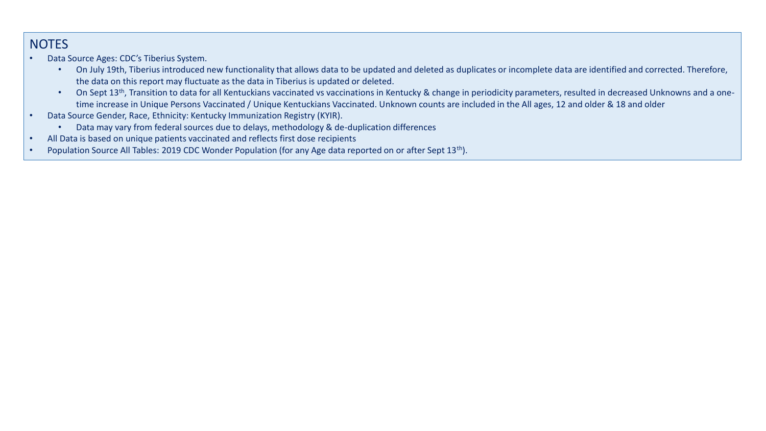# NOTES

- Data Source Ages: CDC's Tiberius System.
  - On July 19th, Tiberius introduced new functionality that allows data to be updated and deleted as duplicates or incomplete data are identified and corrected. Therefore, the data on this report may fluctuate as the data in Tiberius is updated or deleted.
  - On Sept 13th, Transition to data for all Kentuckians vaccinated vs vaccinations in Kentucky & change in periodicity parameters, resulted in decreased Unknowns and a one-time increase in Unique Persons Vaccinated / Unique Kentuckians Vaccinated. Unknown counts are included in the All ages, 12 and older & 18 and older
- Data Source Gender, Race, Ethnicity: Kentucky Immunization Registry (KYIR).
  - Data may vary from federal sources due to delays, methodology & de-duplication differences
- All Data is based on unique patients vaccinated and reflects first dose recipients
- Population Source All Tables: 2019 CDC Wonder Population (for any Age data reported on or after Sept 13th).